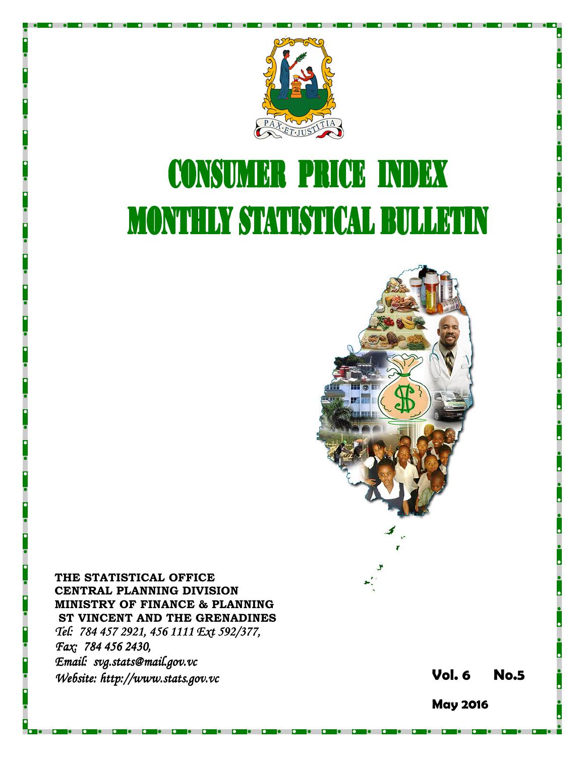# CONSUMER PRICE INDEX

# MONTHLY STATISTICAL BULLETIN

**THE STATISTICAL OFFICE**
**CENTRAL PLANNING DIVISION**
**MINISTRY OF FINANCE & PLANNING**
**ST VINCENT AND THE GRENADINES**

*Tel: 784 457 2921, 456 1111 Ext 592/377,*
*Fax: 784 456 2430,*
*Email: svg.stats@mail.gov.vc*
*Website: http://www.stats.gov.vc*

**Vol. 6 No.5**

**May 2016**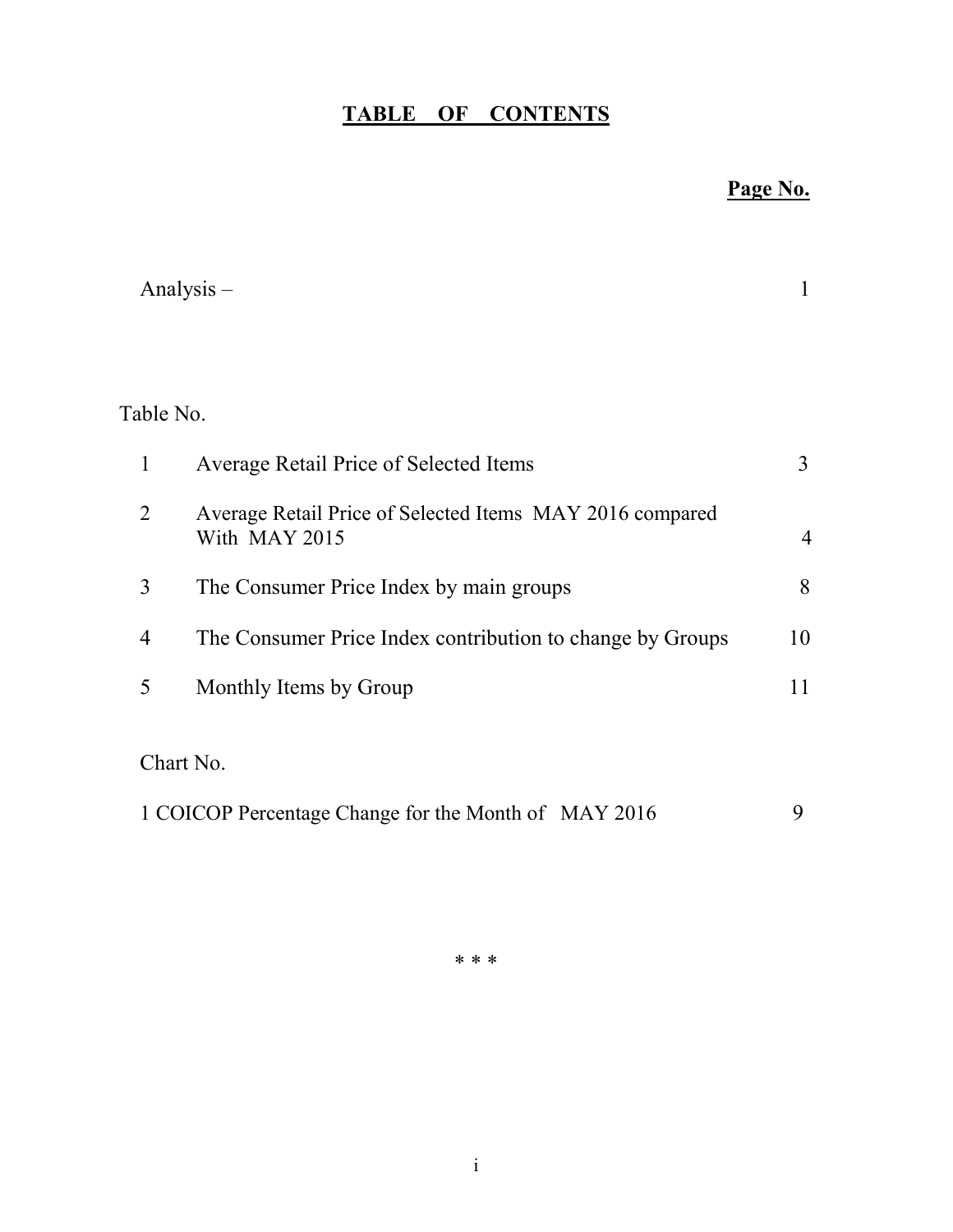# TABLE OF CONTENTS

| | | Page No. |
|---|---|---|
| Analysis – | | 1 |
| **Table No.** | | |
| 1 | Average Retail Price of Selected Items | 3 |
| 2 | Average Retail Price of Selected Items MAY 2016 compared With MAY 2015 | 4 |
| 3 | The Consumer Price Index by main groups | 8 |
| 4 | The Consumer Price Index contribution to change by Groups | 10 |
| 5 | Monthly Items by Group | 11 |
| **Chart No.** | | |
| 1 | COICOP Percentage Change for the Month of MAY 2016 | 9 |

\* \* \*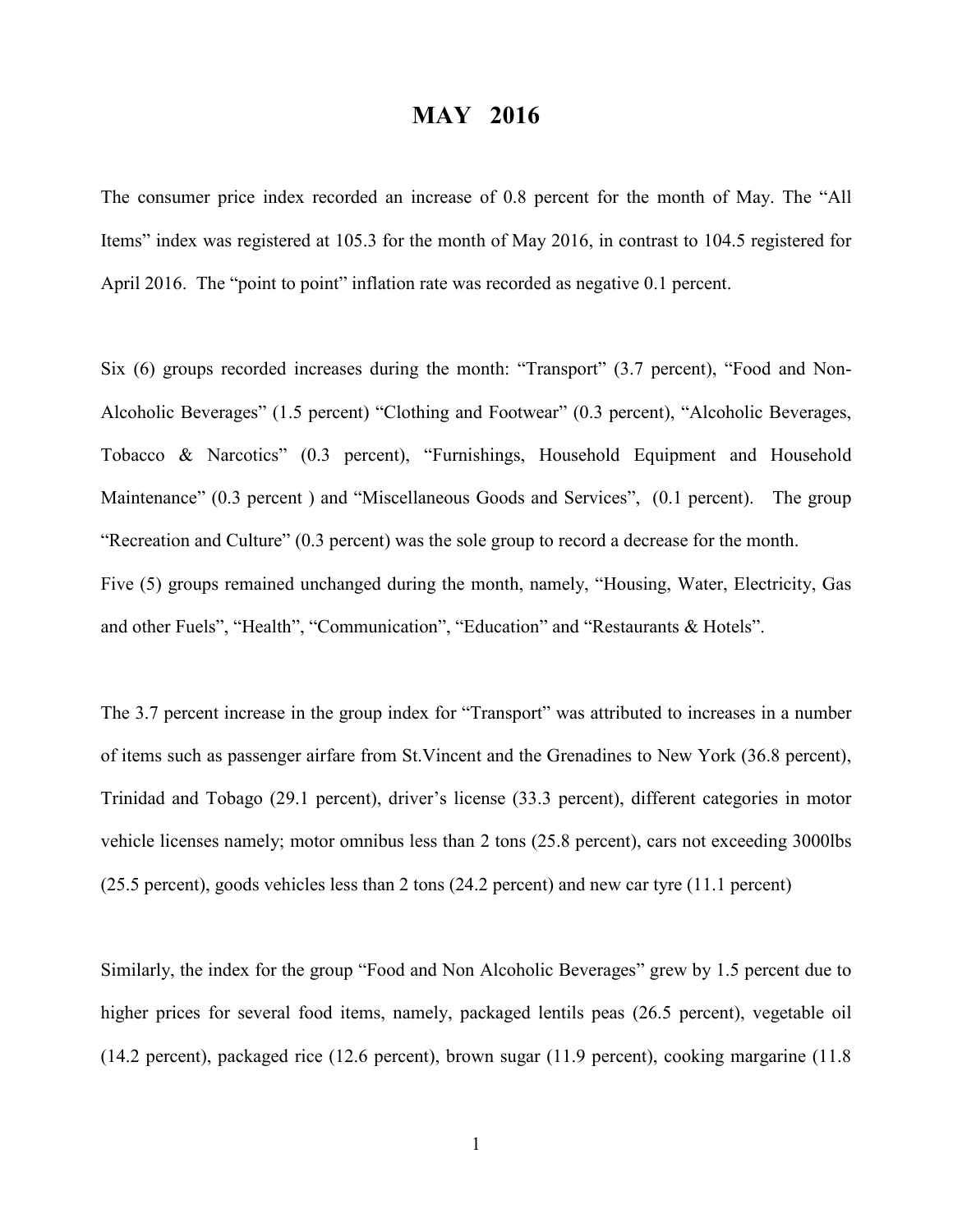# MAY 2016

The consumer price index recorded an increase of 0.8 percent for the month of May. The "All Items" index was registered at 105.3 for the month of May 2016, in contrast to 104.5 registered for April 2016. The "point to point" inflation rate was recorded as negative 0.1 percent.

Six (6) groups recorded increases during the month: "Transport" (3.7 percent), "Food and Non-Alcoholic Beverages" (1.5 percent) "Clothing and Footwear" (0.3 percent), "Alcoholic Beverages, Tobacco & Narcotics" (0.3 percent), "Furnishings, Household Equipment and Household Maintenance" (0.3 percent ) and "Miscellaneous Goods and Services", (0.1 percent). The group "Recreation and Culture" (0.3 percent) was the sole group to record a decrease for the month.
Five (5) groups remained unchanged during the month, namely, "Housing, Water, Electricity, Gas and other Fuels", "Health", "Communication", "Education" and "Restaurants & Hotels".

The 3.7 percent increase in the group index for "Transport" was attributed to increases in a number of items such as passenger airfare from St.Vincent and the Grenadines to New York (36.8 percent), Trinidad and Tobago (29.1 percent), driver's license (33.3 percent), different categories in motor vehicle licenses namely; motor omnibus less than 2 tons (25.8 percent), cars not exceeding 3000lbs (25.5 percent), goods vehicles less than 2 tons (24.2 percent) and new car tyre (11.1 percent)

Similarly, the index for the group "Food and Non Alcoholic Beverages" grew by 1.5 percent due to higher prices for several food items, namely, packaged lentils peas (26.5 percent), vegetable oil (14.2 percent), packaged rice (12.6 percent), brown sugar (11.9 percent), cooking margarine (11.8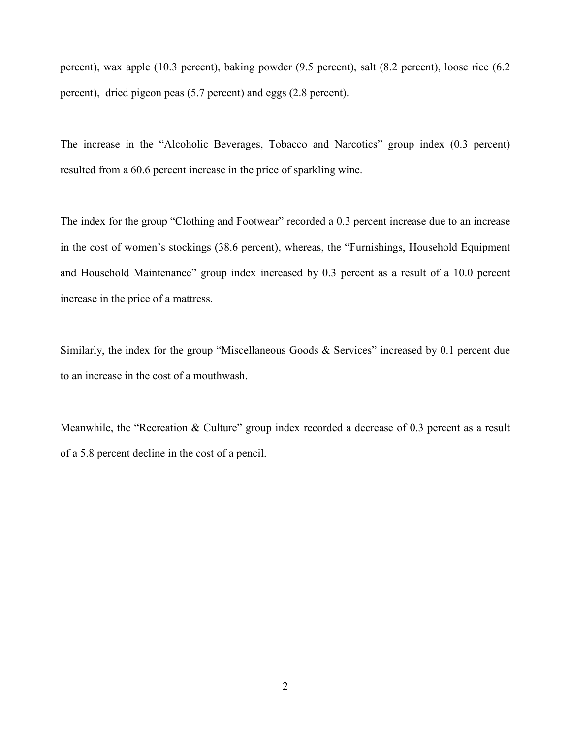percent), wax apple (10.3 percent), baking powder (9.5 percent), salt (8.2 percent), loose rice (6.2 percent), dried pigeon peas (5.7 percent) and eggs (2.8 percent).

The increase in the "Alcoholic Beverages, Tobacco and Narcotics" group index (0.3 percent) resulted from a 60.6 percent increase in the price of sparkling wine.

The index for the group "Clothing and Footwear" recorded a 0.3 percent increase due to an increase in the cost of women's stockings (38.6 percent), whereas, the "Furnishings, Household Equipment and Household Maintenance" group index increased by 0.3 percent as a result of a 10.0 percent increase in the price of a mattress.

Similarly, the index for the group "Miscellaneous Goods & Services" increased by 0.1 percent due to an increase in the cost of a mouthwash.

Meanwhile, the "Recreation & Culture" group index recorded a decrease of 0.3 percent as a result of a 5.8 percent decline in the cost of a pencil.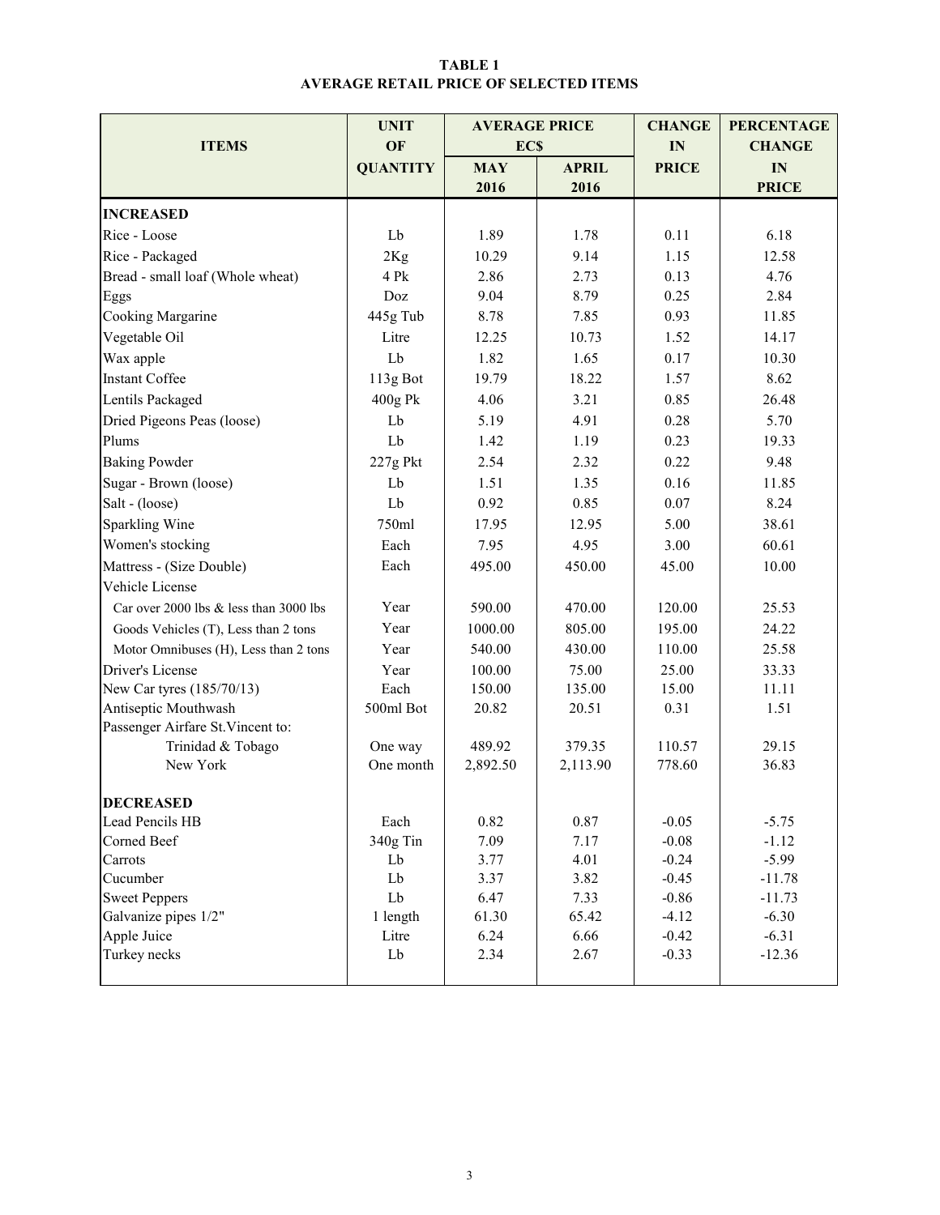**TABLE 1**
**AVERAGE RETAIL PRICE OF SELECTED ITEMS**

| ITEMS | UNIT OF QUANTITY | AVERAGE PRICE EC$ | | CHANGE IN PRICE | PERCENTAGE CHANGE IN PRICE |
|---|---|---|---|---|---|
| | | MAY 2016 | APRIL 2016 | | |
| **INCREASED** | | | | | |
| Rice - Loose | Lb | 1.89 | 1.78 | 0.11 | 6.18 |
| Rice - Packaged | 2Kg | 10.29 | 9.14 | 1.15 | 12.58 |
| Bread - small loaf (Whole wheat) | 4 Pk | 2.86 | 2.73 | 0.13 | 4.76 |
| Eggs | Doz | 9.04 | 8.79 | 0.25 | 2.84 |
| Cooking Margarine | 445g Tub | 8.78 | 7.85 | 0.93 | 11.85 |
| Vegetable Oil | Litre | 12.25 | 10.73 | 1.52 | 14.17 |
| Wax apple | Lb | 1.82 | 1.65 | 0.17 | 10.30 |
| Instant Coffee | 113g Bot | 19.79 | 18.22 | 1.57 | 8.62 |
| Lentils Packaged | 400g Pk | 4.06 | 3.21 | 0.85 | 26.48 |
| Dried Pigeons Peas (loose) | Lb | 5.19 | 4.91 | 0.28 | 5.70 |
| Plums | Lb | 1.42 | 1.19 | 0.23 | 19.33 |
| Baking Powder | 227g Pkt | 2.54 | 2.32 | 0.22 | 9.48 |
| Sugar - Brown (loose) | Lb | 1.51 | 1.35 | 0.16 | 11.85 |
| Salt - (loose) | Lb | 0.92 | 0.85 | 0.07 | 8.24 |
| Sparkling Wine | 750ml | 17.95 | 12.95 | 5.00 | 38.61 |
| Women's stocking | Each | 7.95 | 4.95 | 3.00 | 60.61 |
| Mattress - (Size Double) | Each | 495.00 | 450.00 | 45.00 | 10.00 |
| Vehicle License | | | | | |
| Car over 2000 lbs & less than 3000 lbs | Year | 590.00 | 470.00 | 120.00 | 25.53 |
| Goods Vehicles (T), Less than 2 tons | Year | 1000.00 | 805.00 | 195.00 | 24.22 |
| Motor Omnibuses (H), Less than 2 tons | Year | 540.00 | 430.00 | 110.00 | 25.58 |
| Driver's License | Year | 100.00 | 75.00 | 25.00 | 33.33 |
| New Car tyres (185/70/13) | Each | 150.00 | 135.00 | 15.00 | 11.11 |
| Antiseptic Mouthwash | 500ml Bot | 20.82 | 20.51 | 0.31 | 1.51 |
| Passenger Airfare St.Vincent to: | | | | | |
| Trinidad & Tobago | One way | 489.92 | 379.35 | 110.57 | 29.15 |
| New York | One month | 2,892.50 | 2,113.90 | 778.60 | 36.83 |
| **DECREASED** | | | | | |
| Lead Pencils HB | Each | 0.82 | 0.87 | -0.05 | -5.75 |
| Corned Beef | 340g Tin | 7.09 | 7.17 | -0.08 | -1.12 |
| Carrots | Lb | 3.77 | 4.01 | -0.24 | -5.99 |
| Cucumber | Lb | 3.37 | 3.82 | -0.45 | -11.78 |
| Sweet Peppers | Lb | 6.47 | 7.33 | -0.86 | -11.73 |
| Galvanize pipes 1/2" | 1 length | 61.30 | 65.42 | -4.12 | -6.30 |
| Apple Juice | Litre | 6.24 | 6.66 | -0.42 | -6.31 |
| Turkey necks | Lb | 2.34 | 2.67 | -0.33 | -12.36 |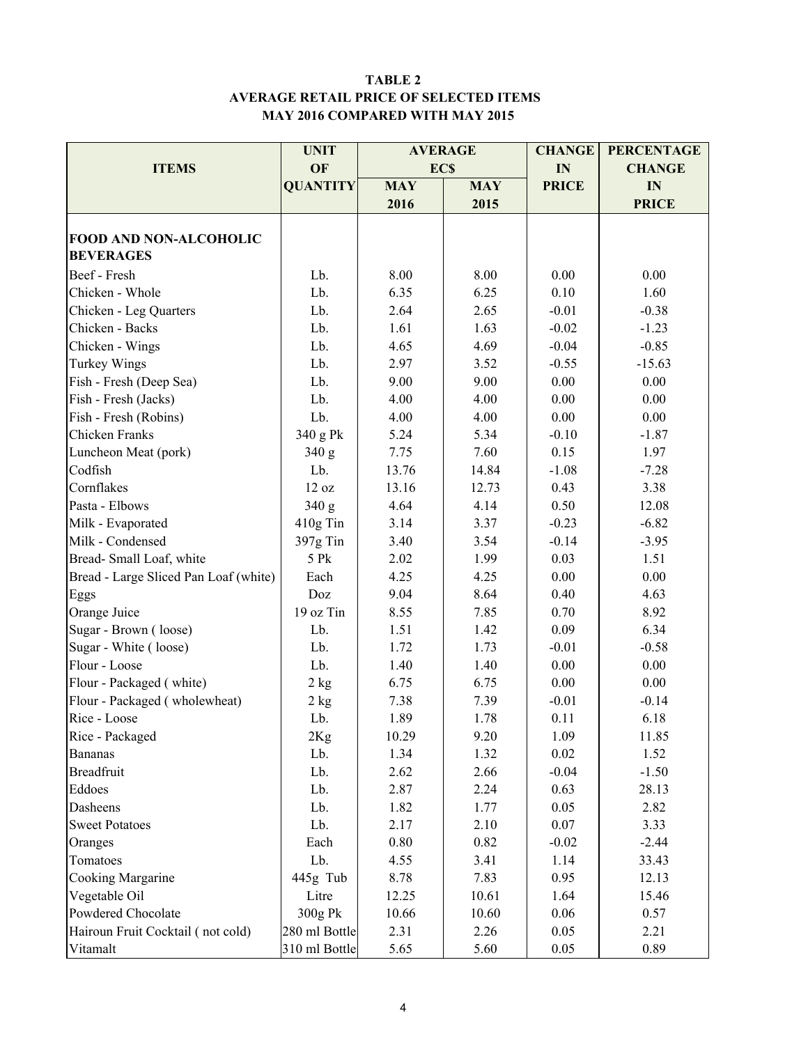**TABLE 2**
**AVERAGE RETAIL PRICE OF SELECTED ITEMS**
**MAY 2016 COMPARED WITH MAY 2015**

| ITEMS | UNIT OF QUANTITY | AVERAGE EC$ | | CHANGE IN PRICE | PERCENTAGE CHANGE IN PRICE |
|---|---|---|---|---|---|
| | | MAY 2016 | MAY 2015 | | |
| **FOOD AND NON-ALCOHOLIC BEVERAGES** | | | | | |
| Beef - Fresh | Lb. | 8.00 | 8.00 | 0.00 | 0.00 |
| Chicken - Whole | Lb. | 6.35 | 6.25 | 0.10 | 1.60 |
| Chicken - Leg Quarters | Lb. | 2.64 | 2.65 | -0.01 | -0.38 |
| Chicken - Backs | Lb. | 1.61 | 1.63 | -0.02 | -1.23 |
| Chicken - Wings | Lb. | 4.65 | 4.69 | -0.04 | -0.85 |
| Turkey Wings | Lb. | 2.97 | 3.52 | -0.55 | -15.63 |
| Fish - Fresh (Deep Sea) | Lb. | 9.00 | 9.00 | 0.00 | 0.00 |
| Fish - Fresh (Jacks) | Lb. | 4.00 | 4.00 | 0.00 | 0.00 |
| Fish - Fresh (Robins) | Lb. | 4.00 | 4.00 | 0.00 | 0.00 |
| Chicken Franks | 340 g Pk | 5.24 | 5.34 | -0.10 | -1.87 |
| Luncheon Meat (pork) | 340 g | 7.75 | 7.60 | 0.15 | 1.97 |
| Codfish | Lb. | 13.76 | 14.84 | -1.08 | -7.28 |
| Cornflakes | 12 oz | 13.16 | 12.73 | 0.43 | 3.38 |
| Pasta - Elbows | 340 g | 4.64 | 4.14 | 0.50 | 12.08 |
| Milk - Evaporated | 410g Tin | 3.14 | 3.37 | -0.23 | -6.82 |
| Milk - Condensed | 397g Tin | 3.40 | 3.54 | -0.14 | -3.95 |
| Bread- Small Loaf, white | 5 Pk | 2.02 | 1.99 | 0.03 | 1.51 |
| Bread - Large Sliced Pan Loaf (white) | Each | 4.25 | 4.25 | 0.00 | 0.00 |
| Eggs | Doz | 9.04 | 8.64 | 0.40 | 4.63 |
| Orange Juice | 19 oz Tin | 8.55 | 7.85 | 0.70 | 8.92 |
| Sugar - Brown ( loose) | Lb. | 1.51 | 1.42 | 0.09 | 6.34 |
| Sugar - White ( loose) | Lb. | 1.72 | 1.73 | -0.01 | -0.58 |
| Flour - Loose | Lb. | 1.40 | 1.40 | 0.00 | 0.00 |
| Flour - Packaged ( white) | 2 kg | 6.75 | 6.75 | 0.00 | 0.00 |
| Flour - Packaged ( wholewheat) | 2 kg | 7.38 | 7.39 | -0.01 | -0.14 |
| Rice - Loose | Lb. | 1.89 | 1.78 | 0.11 | 6.18 |
| Rice - Packaged | 2Kg | 10.29 | 9.20 | 1.09 | 11.85 |
| Bananas | Lb. | 1.34 | 1.32 | 0.02 | 1.52 |
| Breadfruit | Lb. | 2.62 | 2.66 | -0.04 | -1.50 |
| Eddoes | Lb. | 2.87 | 2.24 | 0.63 | 28.13 |
| Dasheens | Lb. | 1.82 | 1.77 | 0.05 | 2.82 |
| Sweet Potatoes | Lb. | 2.17 | 2.10 | 0.07 | 3.33 |
| Oranges | Each | 0.80 | 0.82 | -0.02 | -2.44 |
| Tomatoes | Lb. | 4.55 | 3.41 | 1.14 | 33.43 |
| Cooking Margarine | 445g Tub | 8.78 | 7.83 | 0.95 | 12.13 |
| Vegetable Oil | Litre | 12.25 | 10.61 | 1.64 | 15.46 |
| Powdered Chocolate | 300g Pk | 10.66 | 10.60 | 0.06 | 0.57 |
| Hairoun Fruit Cocktail ( not cold) | 280 ml Bottle | 2.31 | 2.26 | 0.05 | 2.21 |
| Vitamalt | 310 ml Bottle | 5.65 | 5.60 | 0.05 | 0.89 |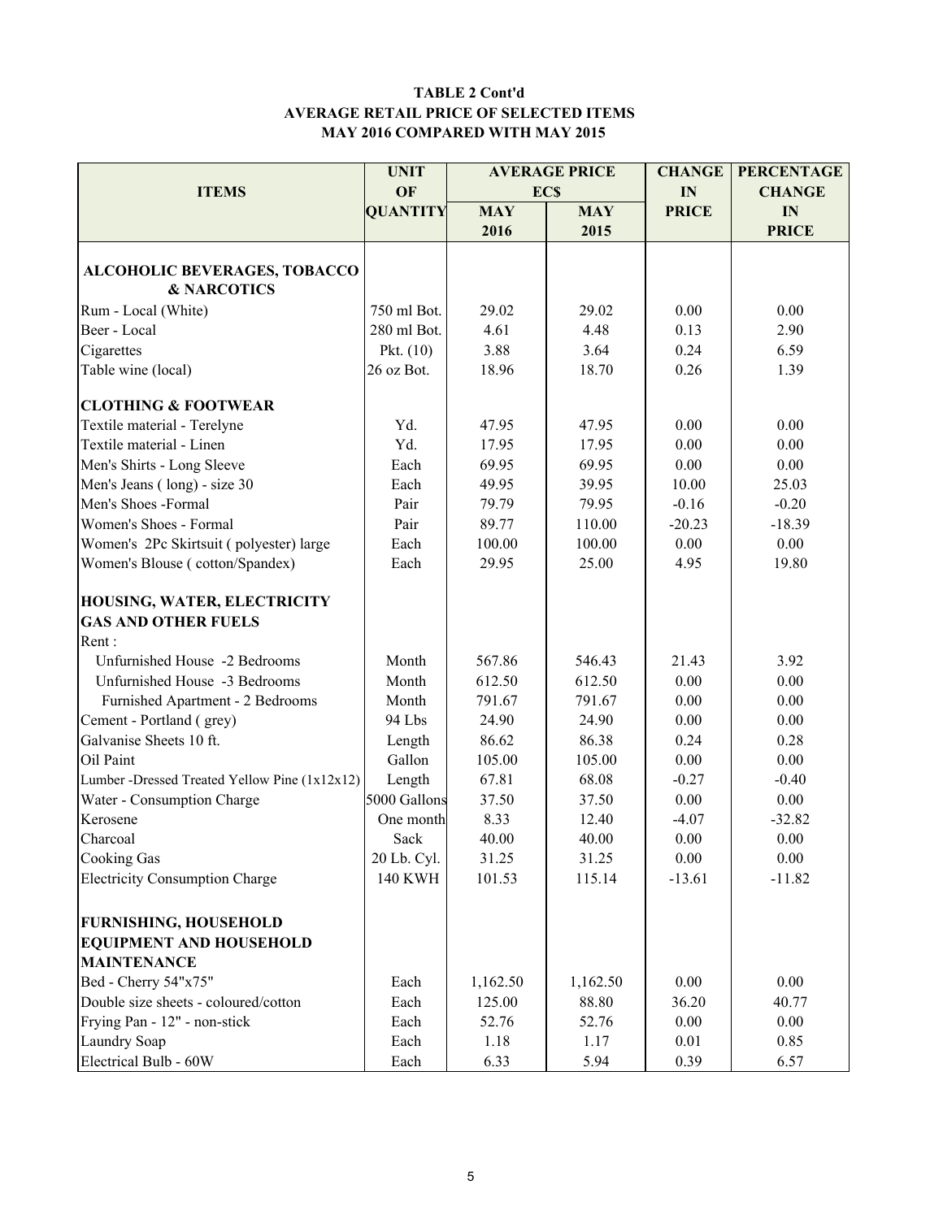**TABLE 2 Cont'd**
**AVERAGE RETAIL PRICE OF SELECTED ITEMS**
**MAY 2016 COMPARED WITH MAY 2015**

| ITEMS | UNIT OF QUANTITY | AVERAGE PRICE EC$ | | CHANGE IN PRICE | PERCENTAGE CHANGE IN PRICE |
|---|---|---|---|---|---|
| | | MAY 2016 | MAY 2015 | | |
| **ALCOHOLIC BEVERAGES, TOBACCO & NARCOTICS** | | | | | |
| Rum - Local (White) | 750 ml Bot. | 29.02 | 29.02 | 0.00 | 0.00 |
| Beer - Local | 280 ml Bot. | 4.61 | 4.48 | 0.13 | 2.90 |
| Cigarettes | Pkt. (10) | 3.88 | 3.64 | 0.24 | 6.59 |
| Table wine (local) | 26 oz Bot. | 18.96 | 18.70 | 0.26 | 1.39 |
| **CLOTHING & FOOTWEAR** | | | | | |
| Textile material - Terelyne | Yd. | 47.95 | 47.95 | 0.00 | 0.00 |
| Textile material - Linen | Yd. | 17.95 | 17.95 | 0.00 | 0.00 |
| Men's Shirts - Long Sleeve | Each | 69.95 | 69.95 | 0.00 | 0.00 |
| Men's Jeans ( long) - size 30 | Each | 49.95 | 39.95 | 10.00 | 25.03 |
| Men's Shoes -Formal | Pair | 79.79 | 79.95 | -0.16 | -0.20 |
| Women's Shoes - Formal | Pair | 89.77 | 110.00 | -20.23 | -18.39 |
| Women's 2Pc Skirtsuit ( polyester) large | Each | 100.00 | 100.00 | 0.00 | 0.00 |
| Women's Blouse ( cotton/Spandex) | Each | 29.95 | 25.00 | 4.95 | 19.80 |
| **HOUSING, WATER, ELECTRICITY GAS AND OTHER FUELS** | | | | | |
| Rent : | | | | | |
| Unfurnished House -2 Bedrooms | Month | 567.86 | 546.43 | 21.43 | 3.92 |
| Unfurnished House -3 Bedrooms | Month | 612.50 | 612.50 | 0.00 | 0.00 |
| Furnished Apartment - 2 Bedrooms | Month | 791.67 | 791.67 | 0.00 | 0.00 |
| Cement - Portland ( grey) | 94 Lbs | 24.90 | 24.90 | 0.00 | 0.00 |
| Galvanise Sheets 10 ft. | Length | 86.62 | 86.38 | 0.24 | 0.28 |
| Oil Paint | Gallon | 105.00 | 105.00 | 0.00 | 0.00 |
| Lumber -Dressed Treated Yellow Pine (1x12x12) | Length | 67.81 | 68.08 | -0.27 | -0.40 |
| Water - Consumption Charge | 5000 Gallons | 37.50 | 37.50 | 0.00 | 0.00 |
| Kerosene | One month | 8.33 | 12.40 | -4.07 | -32.82 |
| Charcoal | Sack | 40.00 | 40.00 | 0.00 | 0.00 |
| Cooking Gas | 20 Lb. Cyl. | 31.25 | 31.25 | 0.00 | 0.00 |
| Electricity Consumption Charge | 140 KWH | 101.53 | 115.14 | -13.61 | -11.82 |
| **FURNISHING, HOUSEHOLD EQUIPMENT AND HOUSEHOLD MAINTENANCE** | | | | | |
| Bed - Cherry 54"x75" | Each | 1,162.50 | 1,162.50 | 0.00 | 0.00 |
| Double size sheets - coloured/cotton | Each | 125.00 | 88.80 | 36.20 | 40.77 |
| Frying Pan - 12" - non-stick | Each | 52.76 | 52.76 | 0.00 | 0.00 |
| Laundry Soap | Each | 1.18 | 1.17 | 0.01 | 0.85 |
| Electrical Bulb - 60W | Each | 6.33 | 5.94 | 0.39 | 6.57 |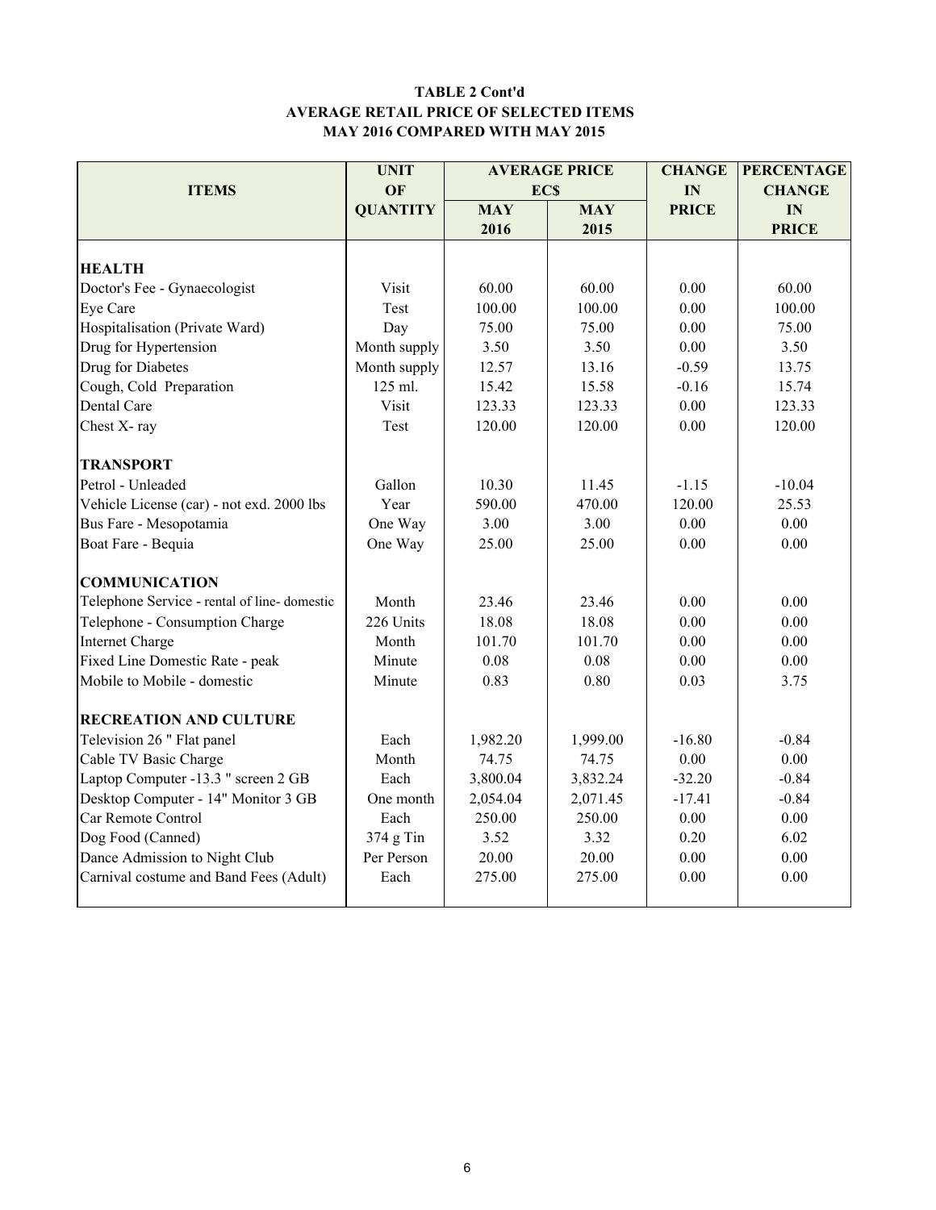**TABLE 2 Cont'd**
**AVERAGE RETAIL PRICE OF SELECTED ITEMS**
**MAY 2016 COMPARED WITH MAY 2015**

| ITEMS | UNIT OF QUANTITY | AVERAGE PRICE EC$ | | CHANGE IN PRICE | PERCENTAGE CHANGE IN PRICE |
|---|---|---|---|---|---|
| | | MAY 2016 | MAY 2015 | | |
| **HEALTH** | | | | | |
| Doctor's Fee - Gynaecologist | Visit | 60.00 | 60.00 | 0.00 | 60.00 |
| Eye Care | Test | 100.00 | 100.00 | 0.00 | 100.00 |
| Hospitalisation (Private Ward) | Day | 75.00 | 75.00 | 0.00 | 75.00 |
| Drug for Hypertension | Month supply | 3.50 | 3.50 | 0.00 | 3.50 |
| Drug for Diabetes | Month supply | 12.57 | 13.16 | -0.59 | 13.75 |
| Cough, Cold Preparation | 125 ml. | 15.42 | 15.58 | -0.16 | 15.74 |
| Dental Care | Visit | 123.33 | 123.33 | 0.00 | 123.33 |
| Chest X- ray | Test | 120.00 | 120.00 | 0.00 | 120.00 |
| **TRANSPORT** | | | | | |
| Petrol - Unleaded | Gallon | 10.30 | 11.45 | -1.15 | -10.04 |
| Vehicle License (car) - not exd. 2000 lbs | Year | 590.00 | 470.00 | 120.00 | 25.53 |
| Bus Fare - Mesopotamia | One Way | 3.00 | 3.00 | 0.00 | 0.00 |
| Boat Fare - Bequia | One Way | 25.00 | 25.00 | 0.00 | 0.00 |
| **COMMUNICATION** | | | | | |
| Telephone Service - rental of line- domestic | Month | 23.46 | 23.46 | 0.00 | 0.00 |
| Telephone - Consumption Charge | 226 Units | 18.08 | 18.08 | 0.00 | 0.00 |
| Internet Charge | Month | 101.70 | 101.70 | 0.00 | 0.00 |
| Fixed Line Domestic Rate - peak | Minute | 0.08 | 0.08 | 0.00 | 0.00 |
| Mobile to Mobile - domestic | Minute | 0.83 | 0.80 | 0.03 | 3.75 |
| **RECREATION AND CULTURE** | | | | | |
| Television 26 " Flat panel | Each | 1,982.20 | 1,999.00 | -16.80 | -0.84 |
| Cable TV Basic Charge | Month | 74.75 | 74.75 | 0.00 | 0.00 |
| Laptop Computer -13.3 " screen 2 GB | Each | 3,800.04 | 3,832.24 | -32.20 | -0.84 |
| Desktop Computer - 14" Monitor 3 GB | One month | 2,054.04 | 2,071.45 | -17.41 | -0.84 |
| Car Remote Control | Each | 250.00 | 250.00 | 0.00 | 0.00 |
| Dog Food (Canned) | 374 g Tin | 3.52 | 3.32 | 0.20 | 6.02 |
| Dance Admission to Night Club | Per Person | 20.00 | 20.00 | 0.00 | 0.00 |
| Carnival costume and Band Fees (Adult) | Each | 275.00 | 275.00 | 0.00 | 0.00 |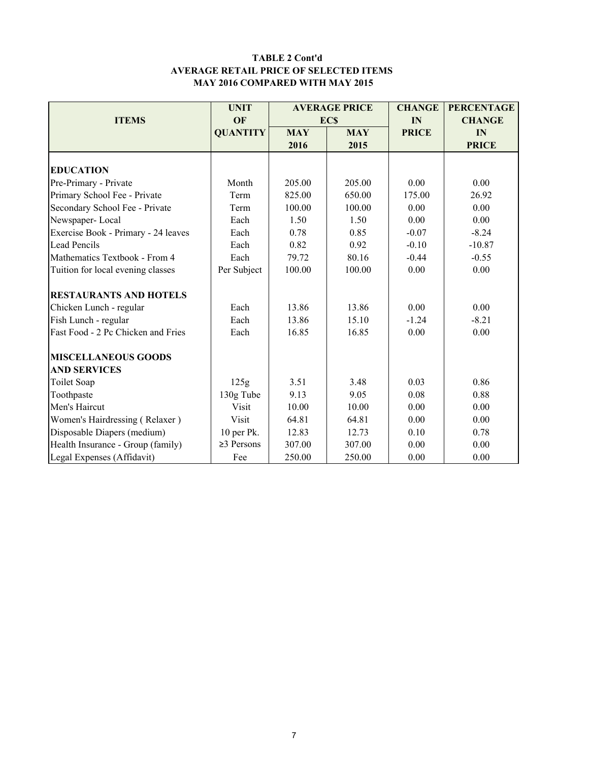**TABLE 2 Cont'd**
**AVERAGE RETAIL PRICE OF SELECTED ITEMS**
**MAY 2016 COMPARED WITH MAY 2015**

| ITEMS | UNIT OF QUANTITY | AVERAGE PRICE EC$ | | CHANGE IN PRICE | PERCENTAGE CHANGE IN PRICE |
|---|---|---|---|---|---|
| | | MAY 2016 | MAY 2015 | | |
| **EDUCATION** | | | | | |
| Pre-Primary - Private | Month | 205.00 | 205.00 | 0.00 | 0.00 |
| Primary School Fee - Private | Term | 825.00 | 650.00 | 175.00 | 26.92 |
| Secondary School Fee - Private | Term | 100.00 | 100.00 | 0.00 | 0.00 |
| Newspaper- Local | Each | 1.50 | 1.50 | 0.00 | 0.00 |
| Exercise Book - Primary - 24 leaves | Each | 0.78 | 0.85 | -0.07 | -8.24 |
| Lead Pencils | Each | 0.82 | 0.92 | -0.10 | -10.87 |
| Mathematics Textbook - From 4 | Each | 79.72 | 80.16 | -0.44 | -0.55 |
| Tuition for local evening classes | Per Subject | 100.00 | 100.00 | 0.00 | 0.00 |
| **RESTAURANTS AND HOTELS** | | | | | |
| Chicken Lunch - regular | Each | 13.86 | 13.86 | 0.00 | 0.00 |
| Fish Lunch - regular | Each | 13.86 | 15.10 | -1.24 | -8.21 |
| Fast Food - 2 Pc Chicken and Fries | Each | 16.85 | 16.85 | 0.00 | 0.00 |
| **MISCELLANEOUS GOODS AND SERVICES** | | | | | |
| Toilet Soap | 125g | 3.51 | 3.48 | 0.03 | 0.86 |
| Toothpaste | 130g Tube | 9.13 | 9.05 | 0.08 | 0.88 |
| Men's Haircut | Visit | 10.00 | 10.00 | 0.00 | 0.00 |
| Women's Hairdressing ( Relaxer ) | Visit | 64.81 | 64.81 | 0.00 | 0.00 |
| Disposable Diapers (medium) | 10 per Pk. | 12.83 | 12.73 | 0.10 | 0.78 |
| Health Insurance - Group (family) | ≥3 Persons | 307.00 | 307.00 | 0.00 | 0.00 |
| Legal Expenses (Affidavit) | Fee | 250.00 | 250.00 | 0.00 | 0.00 |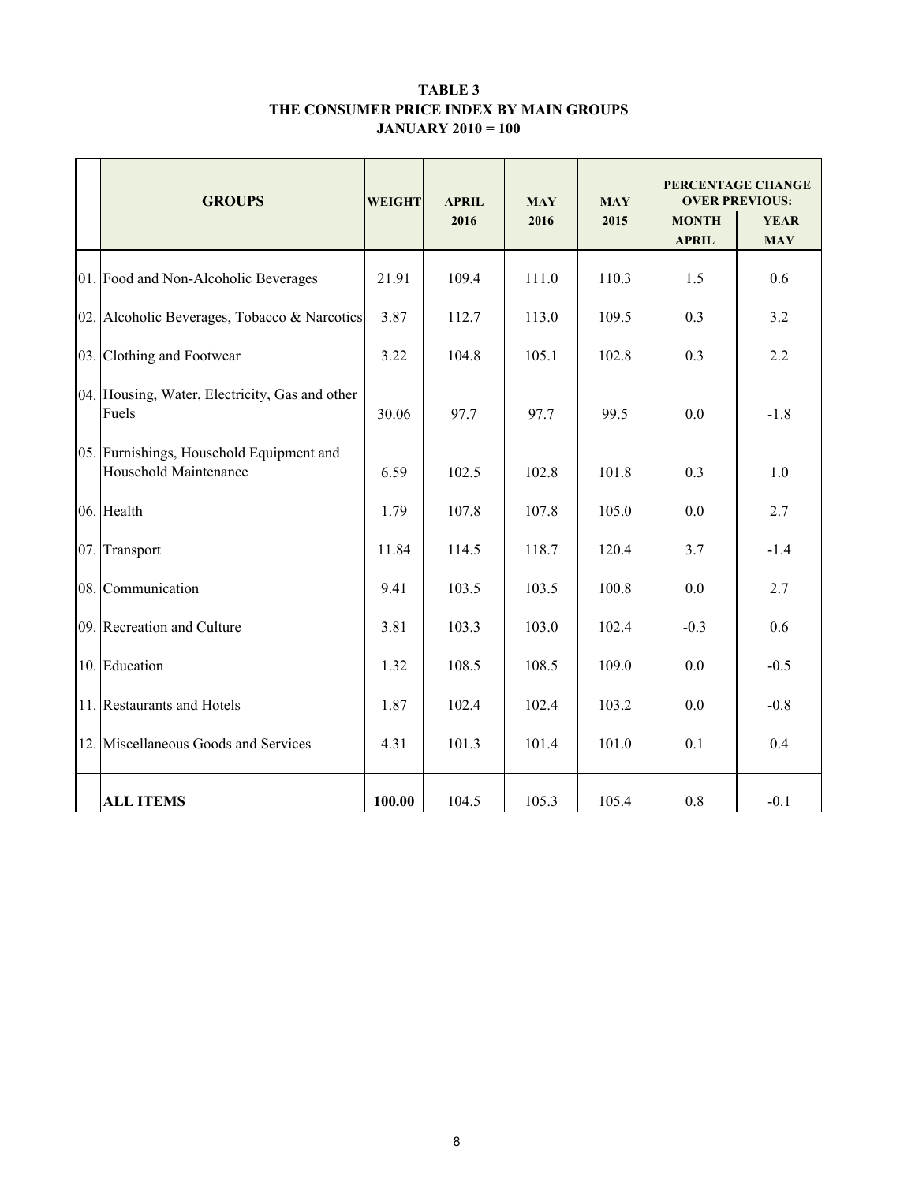# TABLE 3
## THE CONSUMER PRICE INDEX BY MAIN GROUPS
### JANUARY 2010 = 100

| | GROUPS | WEIGHT | APRIL 2016 | MAY 2016 | MAY 2015 | PERCENTAGE CHANGE OVER PREVIOUS: | |
|---|---|---|---|---|---|---|---|
| | | | | | | MONTH APRIL | YEAR MAY |
| 01. | Food and Non-Alcoholic Beverages | 21.91 | 109.4 | 111.0 | 110.3 | 1.5 | 0.6 |
| 02. | Alcoholic Beverages, Tobacco & Narcotics | 3.87 | 112.7 | 113.0 | 109.5 | 0.3 | 3.2 |
| 03. | Clothing and Footwear | 3.22 | 104.8 | 105.1 | 102.8 | 0.3 | 2.2 |
| 04. | Housing, Water, Electricity, Gas and other Fuels | 30.06 | 97.7 | 97.7 | 99.5 | 0.0 | -1.8 |
| 05. | Furnishings, Household Equipment and Household Maintenance | 6.59 | 102.5 | 102.8 | 101.8 | 0.3 | 1.0 |
| 06. | Health | 1.79 | 107.8 | 107.8 | 105.0 | 0.0 | 2.7 |
| 07. | Transport | 11.84 | 114.5 | 118.7 | 120.4 | 3.7 | -1.4 |
| 08. | Communication | 9.41 | 103.5 | 103.5 | 100.8 | 0.0 | 2.7 |
| 09. | Recreation and Culture | 3.81 | 103.3 | 103.0 | 102.4 | -0.3 | 0.6 |
| 10. | Education | 1.32 | 108.5 | 108.5 | 109.0 | 0.0 | -0.5 |
| 11. | Restaurants and Hotels | 1.87 | 102.4 | 102.4 | 103.2 | 0.0 | -0.8 |
| 12. | Miscellaneous Goods and Services | 4.31 | 101.3 | 101.4 | 101.0 | 0.1 | 0.4 |
| | **ALL ITEMS** | **100.00** | 104.5 | 105.3 | 105.4 | 0.8 | -0.1 |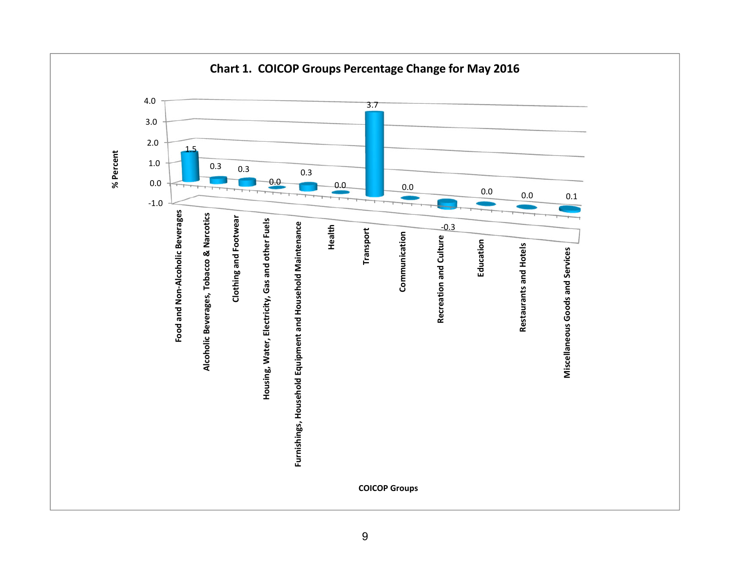**Chart 1. COICOP Groups Percentage Change for May 2016**

| COICOP Groups | % Percent |
|---|---|
| Food and Non-Alcoholic Beverages | 1.5 |
| Alcoholic Beverages, Tobacco & Narcotics | 0.3 |
| Clothing and Footwear | 0.3 |
| Housing, Water, Electricity, Gas and other Fuels | 0.0 |
| Furnishings, Household Equipment and Household Maintenance | 0.3 |
| Health | 0.0 |
| Transport | 3.7 |
| Communication | 0.0 |
| Recreation and Culture | -0.3 |
| Education | 0.0 |
| Restaurants and Hotels | 0.0 |
| Miscellaneous Goods and Services | 0.1 |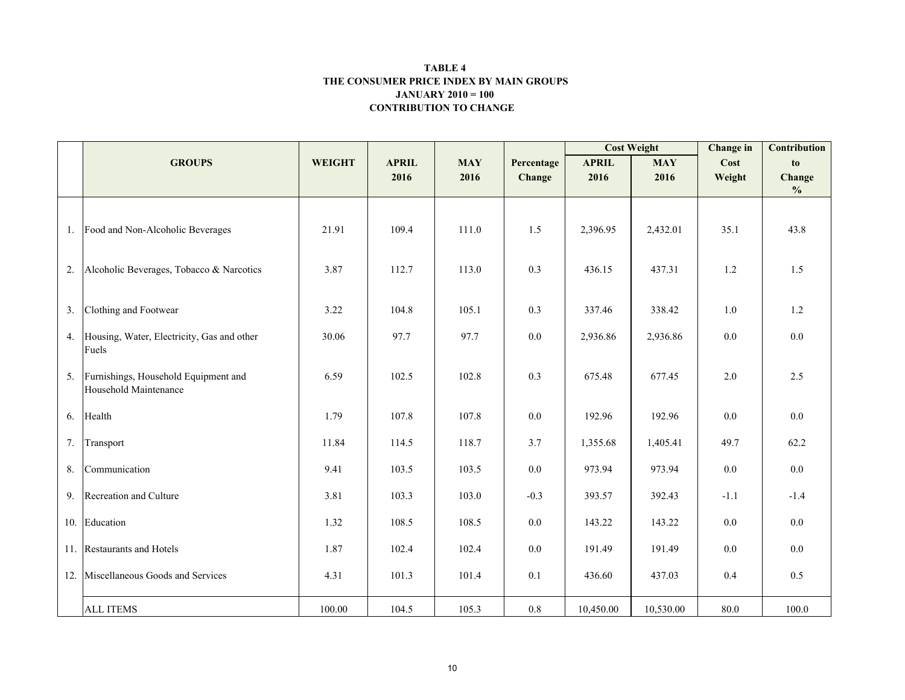**TABLE 4**
**THE CONSUMER PRICE INDEX BY MAIN GROUPS**
**JANUARY 2010 = 100**
**CONTRIBUTION TO CHANGE**

| | GROUPS | WEIGHT | APRIL 2016 | MAY 2016 | Percentage Change | Cost Weight | | Change in Cost Weight | Contribution to Change % |
|---|---|---|---|---|---|---|---|---|---|
| | | | | | | APRIL 2016 | MAY 2016 | | |
| 1. | Food and Non-Alcoholic Beverages | 21.91 | 109.4 | 111.0 | 1.5 | 2,396.95 | 2,432.01 | 35.1 | 43.8 |
| 2. | Alcoholic Beverages, Tobacco & Narcotics | 3.87 | 112.7 | 113.0 | 0.3 | 436.15 | 437.31 | 1.2 | 1.5 |
| 3. | Clothing and Footwear | 3.22 | 104.8 | 105.1 | 0.3 | 337.46 | 338.42 | 1.0 | 1.2 |
| 4. | Housing, Water, Electricity, Gas and other Fuels | 30.06 | 97.7 | 97.7 | 0.0 | 2,936.86 | 2,936.86 | 0.0 | 0.0 |
| 5. | Furnishings, Household Equipment and Household Maintenance | 6.59 | 102.5 | 102.8 | 0.3 | 675.48 | 677.45 | 2.0 | 2.5 |
| 6. | Health | 1.79 | 107.8 | 107.8 | 0.0 | 192.96 | 192.96 | 0.0 | 0.0 |
| 7. | Transport | 11.84 | 114.5 | 118.7 | 3.7 | 1,355.68 | 1,405.41 | 49.7 | 62.2 |
| 8. | Communication | 9.41 | 103.5 | 103.5 | 0.0 | 973.94 | 973.94 | 0.0 | 0.0 |
| 9. | Recreation and Culture | 3.81 | 103.3 | 103.0 | -0.3 | 393.57 | 392.43 | -1.1 | -1.4 |
| 10. | Education | 1.32 | 108.5 | 108.5 | 0.0 | 143.22 | 143.22 | 0.0 | 0.0 |
| 11. | Restaurants and Hotels | 1.87 | 102.4 | 102.4 | 0.0 | 191.49 | 191.49 | 0.0 | 0.0 |
| 12. | Miscellaneous Goods and Services | 4.31 | 101.3 | 101.4 | 0.1 | 436.60 | 437.03 | 0.4 | 0.5 |
| | ALL ITEMS | 100.00 | 104.5 | 105.3 | 0.8 | 10,450.00 | 10,530.00 | 80.0 | 100.0 |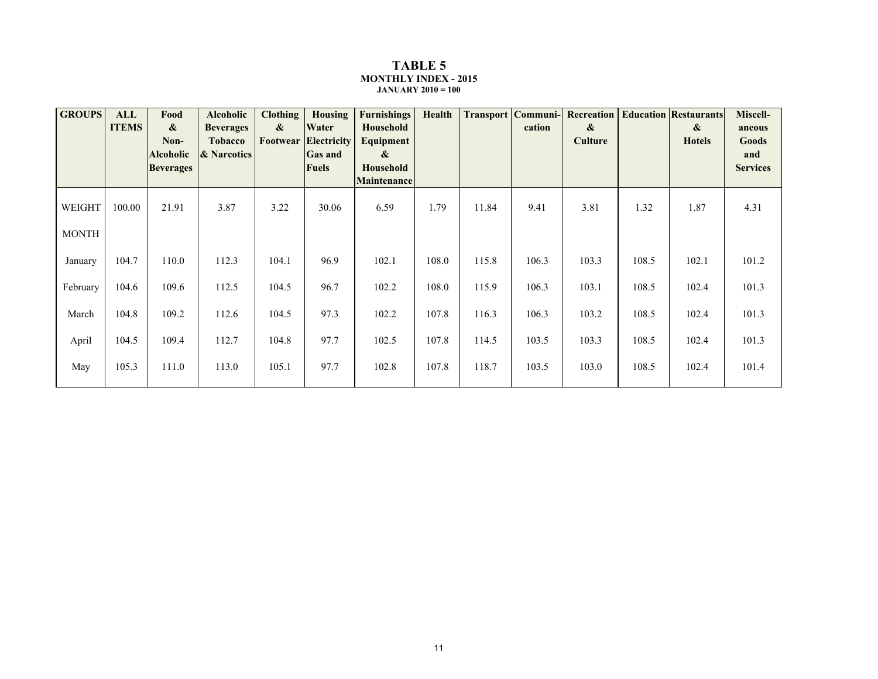# TABLE 5

**MONTHLY INDEX - 2015**

**JANUARY 2010 = 100**

| GROUPS | ALL ITEMS | Food & Non-Alcoholic Beverages | Alcoholic Beverages Tobacco & Narcotics | Clothing & Footwear | Housing Water Electricity Gas and Fuels | Furnishings Household Equipment & Household Maintenance | Health | Transport | Communi-cation | Recreation & Culture | Education | Restaurants & Hotels | Miscell-aneous Goods and Services |
|---|---|---|---|---|---|---|---|---|---|---|---|---|---|
| WEIGHT | 100.00 | 21.91 | 3.87 | 3.22 | 30.06 | 6.59 | 1.79 | 11.84 | 9.41 | 3.81 | 1.32 | 1.87 | 4.31 |
| MONTH | | | | | | | | | | | | | |
| January | 104.7 | 110.0 | 112.3 | 104.1 | 96.9 | 102.1 | 108.0 | 115.8 | 106.3 | 103.3 | 108.5 | 102.1 | 101.2 |
| February | 104.6 | 109.6 | 112.5 | 104.5 | 96.7 | 102.2 | 108.0 | 115.9 | 106.3 | 103.1 | 108.5 | 102.4 | 101.3 |
| March | 104.8 | 109.2 | 112.6 | 104.5 | 97.3 | 102.2 | 107.8 | 116.3 | 106.3 | 103.2 | 108.5 | 102.4 | 101.3 |
| April | 104.5 | 109.4 | 112.7 | 104.8 | 97.7 | 102.5 | 107.8 | 114.5 | 103.5 | 103.3 | 108.5 | 102.4 | 101.3 |
| May | 105.3 | 111.0 | 113.0 | 105.1 | 97.7 | 102.8 | 107.8 | 118.7 | 103.5 | 103.0 | 108.5 | 102.4 | 101.4 |